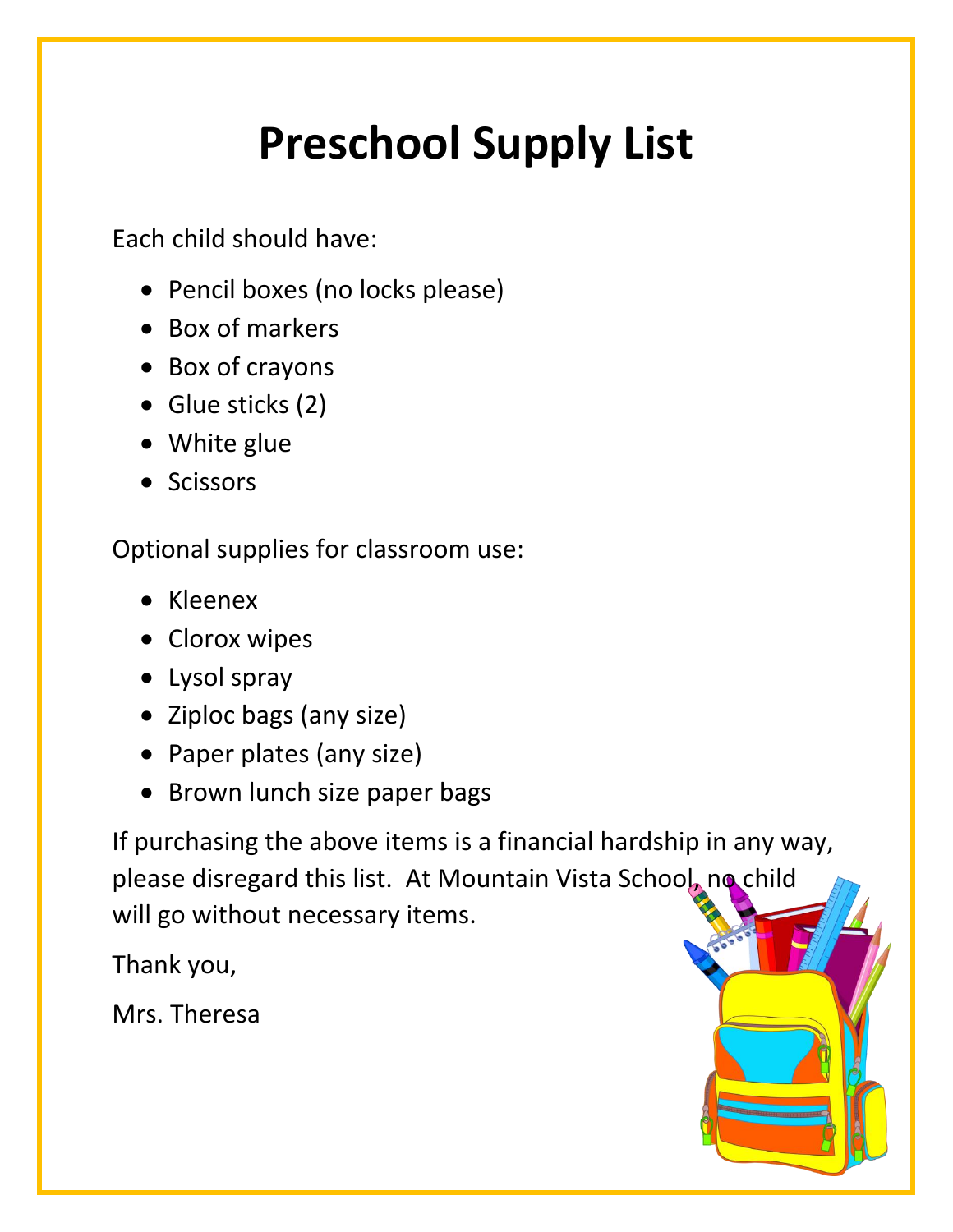# Preschool Supply List

Each child should have:

- Pencil boxes (no locks please)
- Box of markers
- Box of crayons
- Glue sticks (2)
- White glue
- Scissors

Optional supplies for classroom use:

- Kleenex
- Clorox wipes
- Lysol spray
- Ziploc bags (any size)
- Paper plates (any size)
- Brown lunch size paper bags

If purchasing the above items is a financial hardship in any way, please disregard this list. At Mountain Vista School, no child will go without necessary items.

Thank you,

Mrs. Theresa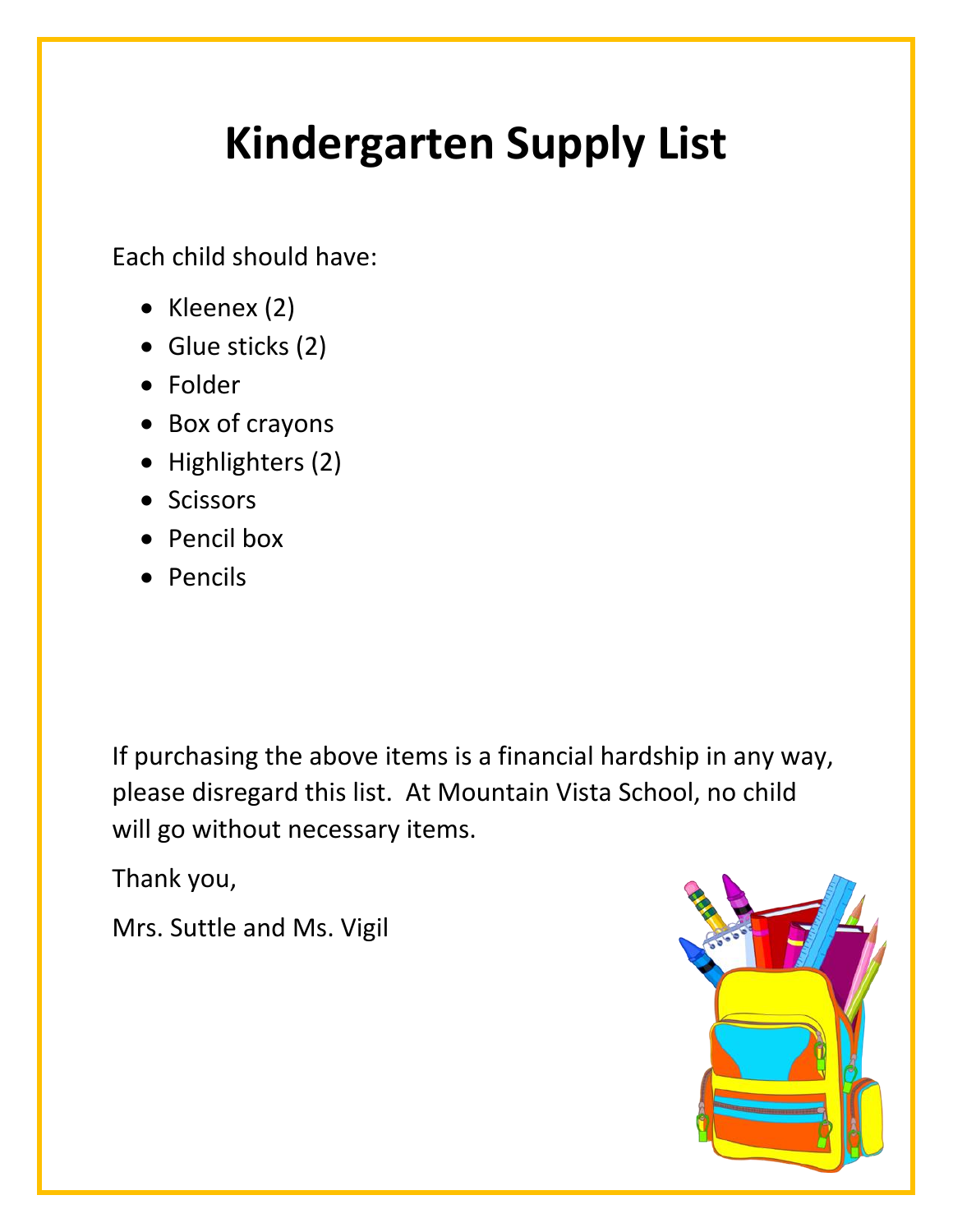# Kindergarten Supply List

Each child should have:

- Kleenex (2)
- Glue sticks (2)
- Folder
- Box of crayons
- Highlighters (2)
- Scissors
- Pencil box
- Pencils

If purchasing the above items is a financial hardship in any way, please disregard this list. At Mountain Vista School, no child will go without necessary items.

Thank you,

Mrs. Suttle and Ms. Vigil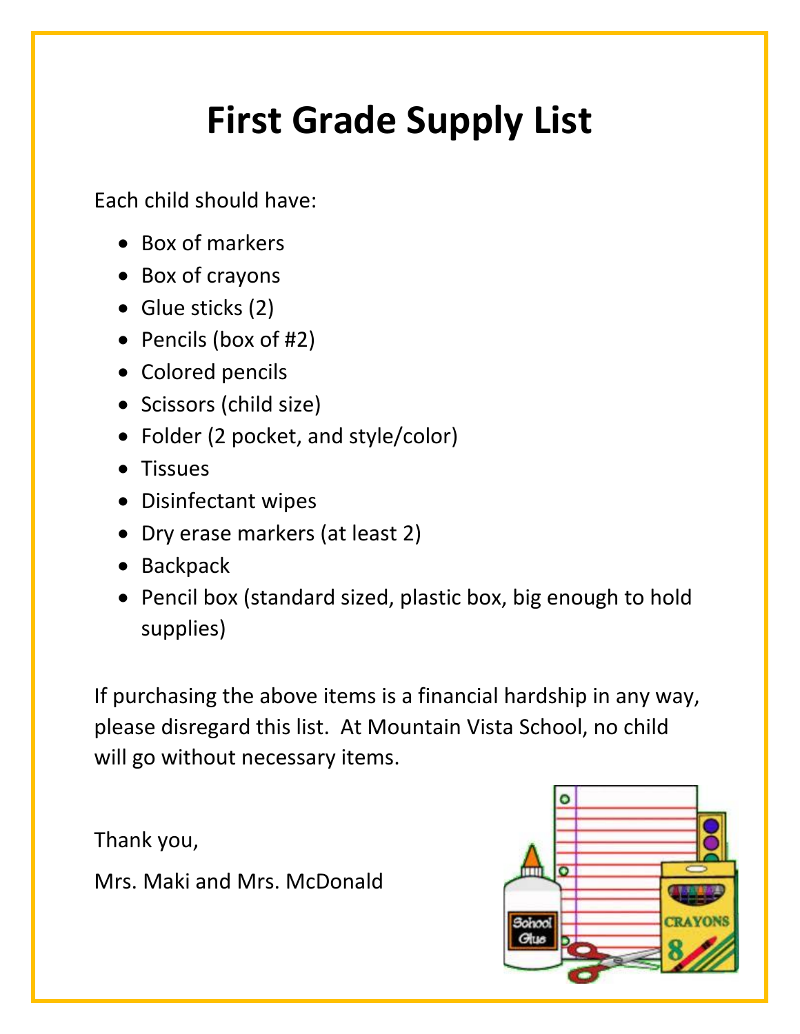# First Grade Supply List

Each child should have:

- Box of markers
- Box of crayons
- Glue sticks (2)
- Pencils (box of #2)
- Colored pencils
- Scissors (child size)
- Folder (2 pocket, and style/color)
- Tissues
- Disinfectant wipes
- Dry erase markers (at least 2)
- Backpack
- Pencil box (standard sized, plastic box, big enough to hold supplies)

If purchasing the above items is a financial hardship in any way, please disregard this list. At Mountain Vista School, no child will go without necessary items.

Thank you,

Mrs. Maki and Mrs. McDonald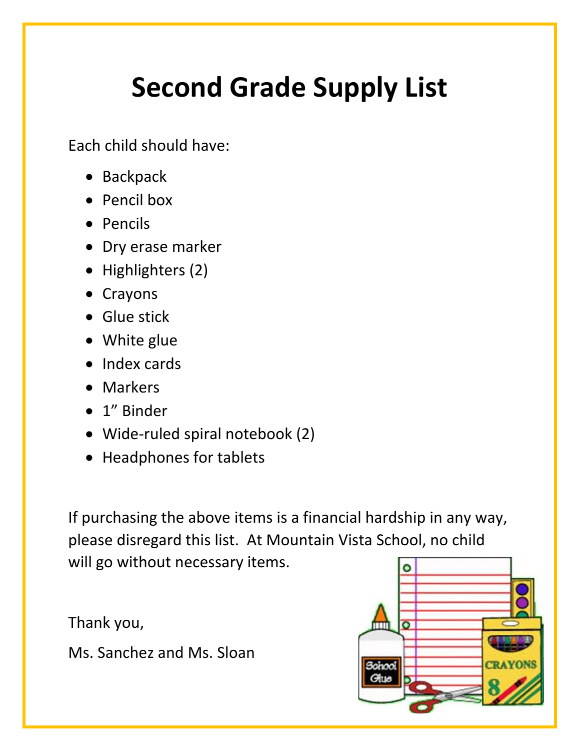# Second Grade Supply List

Each child should have:

- Backpack
- Pencil box
- Pencils
- Dry erase marker
- Highlighters (2)
- Crayons
- Glue stick
- White glue
- Index cards
- Markers
- 1" Binder
- Wide-ruled spiral notebook (2)
- Headphones for tablets

If purchasing the above items is a financial hardship in any way, please disregard this list. At Mountain Vista School, no child will go without necessary items.

Thank you,

Ms. Sanchez and Ms. Sloan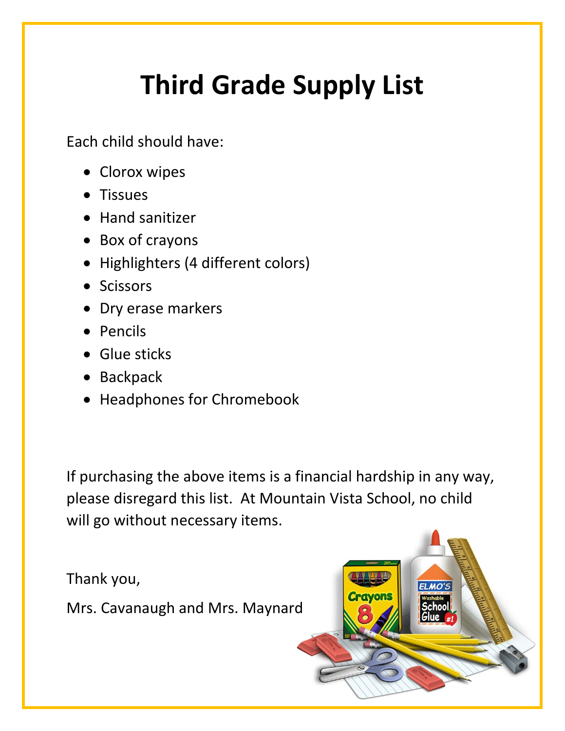# Third Grade Supply List

Each child should have:

- Clorox wipes
- Tissues
- Hand sanitizer
- Box of crayons
- Highlighters (4 different colors)
- Scissors
- Dry erase markers
- Pencils
- Glue sticks
- Backpack
- Headphones for Chromebook

If purchasing the above items is a financial hardship in any way, please disregard this list. At Mountain Vista School, no child will go without necessary items.

Thank you,

Mrs. Cavanaugh and Mrs. Maynard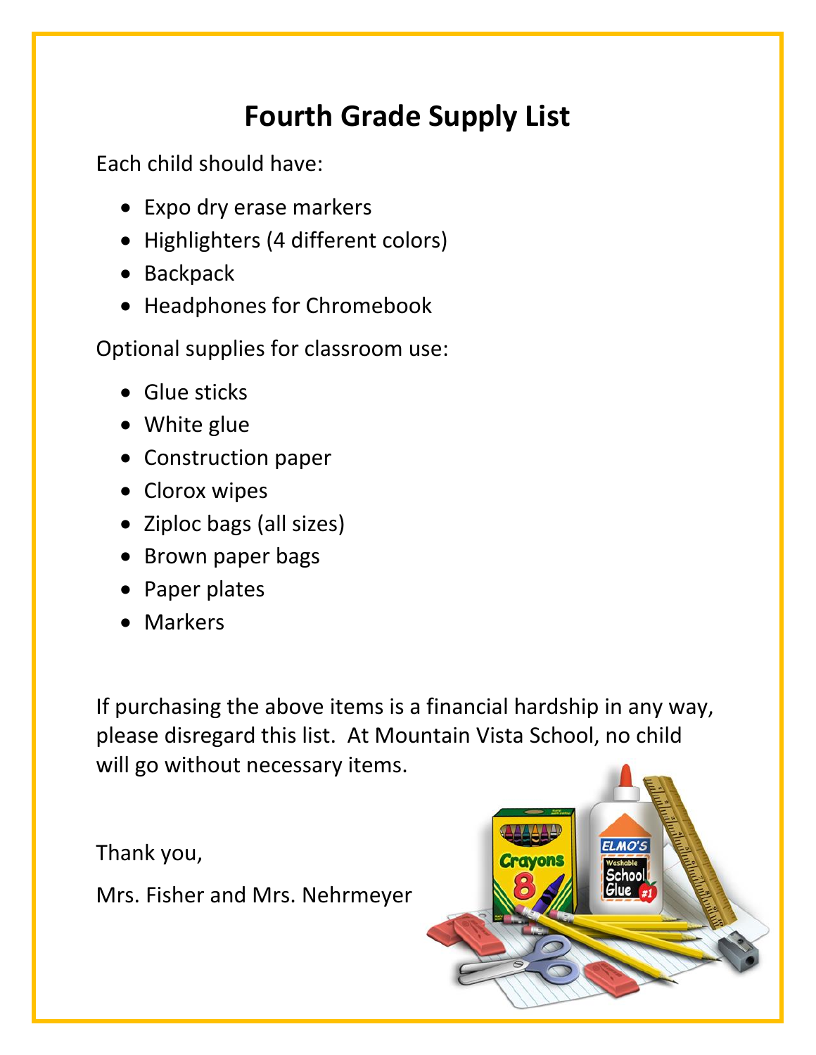# Fourth Grade Supply List

Each child should have:

- Expo dry erase markers
- Highlighters (4 different colors)
- Backpack
- Headphones for Chromebook

Optional supplies for classroom use:

- Glue sticks
- White glue
- Construction paper
- Clorox wipes
- Ziploc bags (all sizes)
- Brown paper bags
- Paper plates
- Markers

If purchasing the above items is a financial hardship in any way, please disregard this list. At Mountain Vista School, no child will go without necessary items.

Thank you,

Mrs. Fisher and Mrs. Nehrmeyer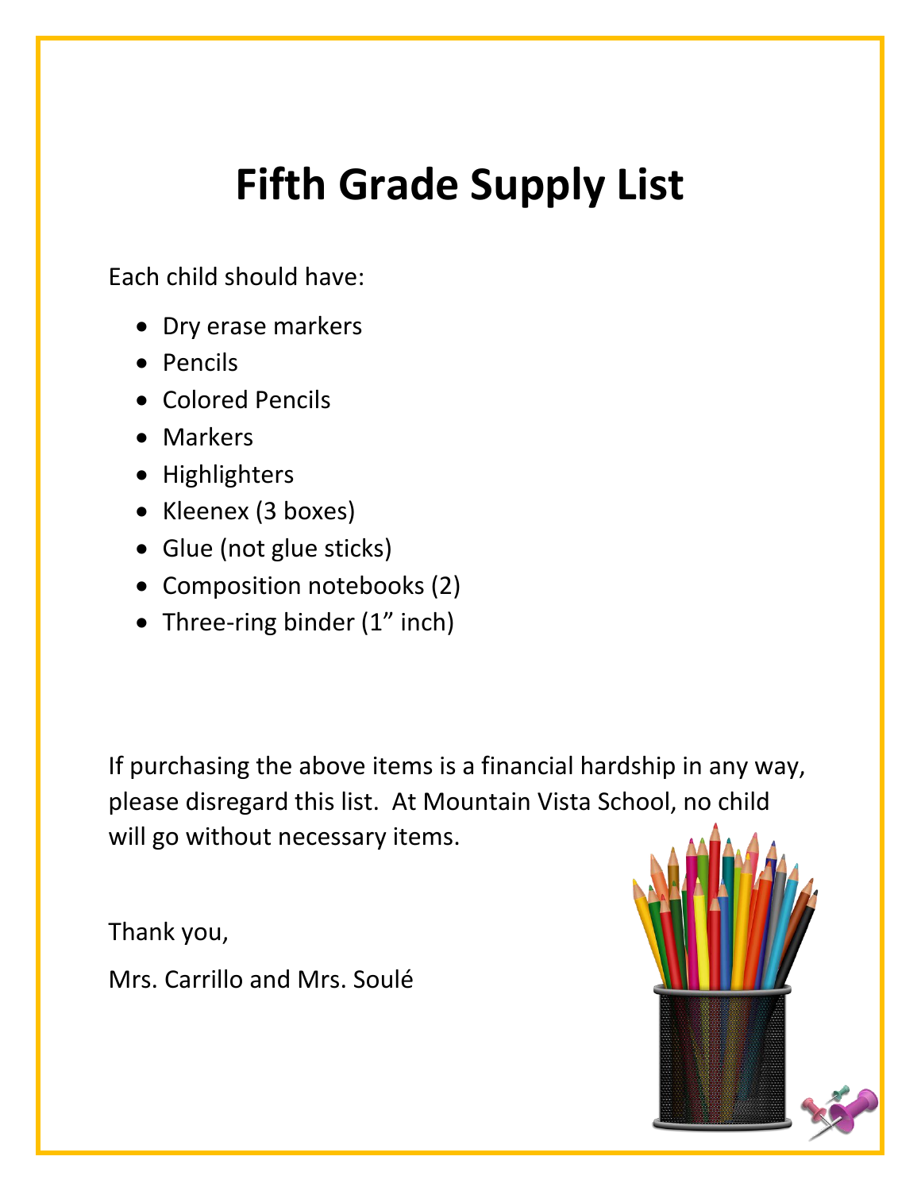# Fifth Grade Supply List

Each child should have:

- Dry erase markers
- Pencils
- Colored Pencils
- Markers
- Highlighters
- Kleenex (3 boxes)
- Glue (not glue sticks)
- Composition notebooks (2)
- Three-ring binder (1" inch)

If purchasing the above items is a financial hardship in any way, please disregard this list. At Mountain Vista School, no child will go without necessary items.

Thank you,

Mrs. Carrillo and Mrs. Soulé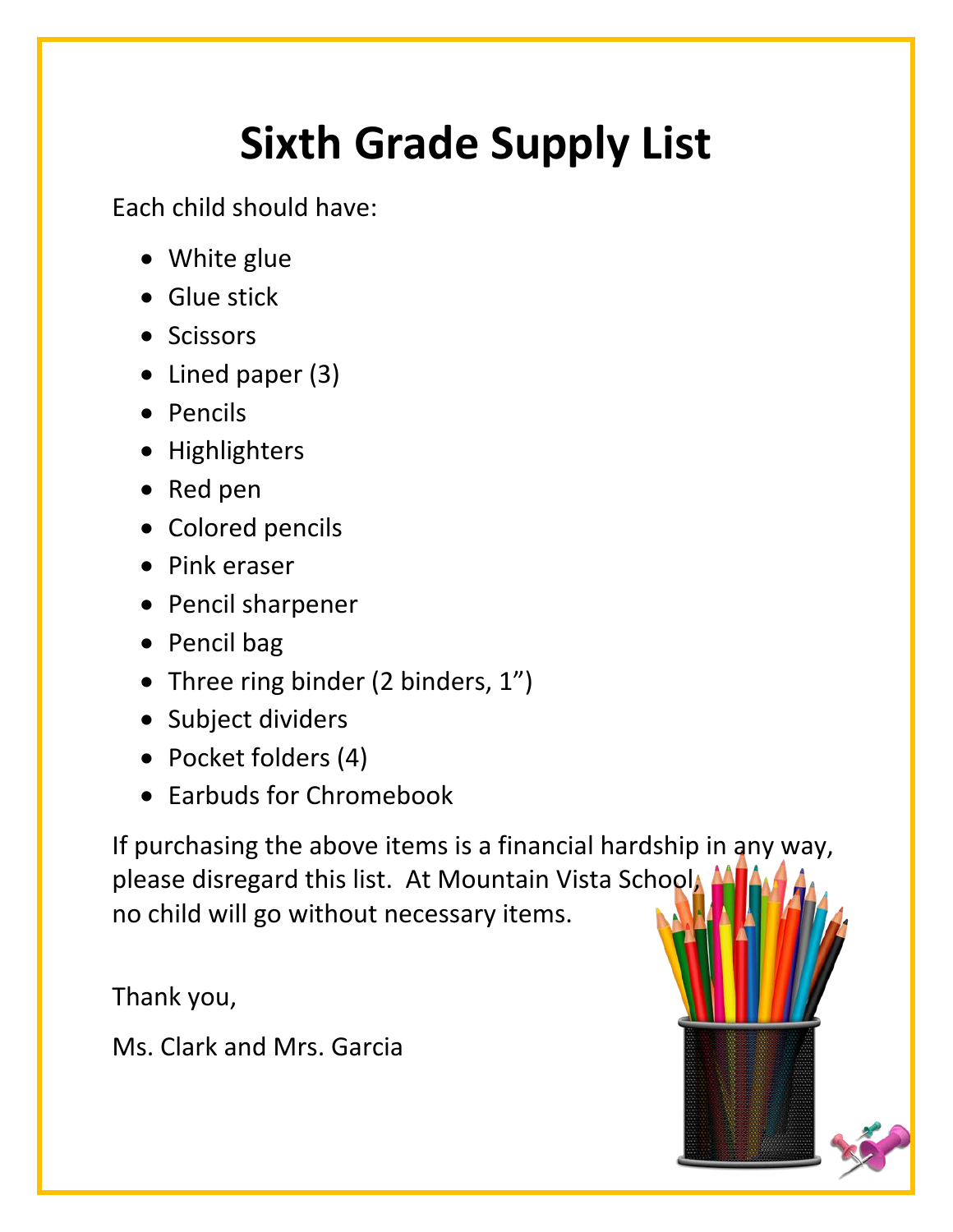# Sixth Grade Supply List

Each child should have:

- White glue
- Glue stick
- Scissors
- Lined paper (3)
- Pencils
- Highlighters
- Red pen
- Colored pencils
- Pink eraser
- Pencil sharpener
- Pencil bag
- Three ring binder (2 binders, 1")
- Subject dividers
- Pocket folders (4)
- Earbuds for Chromebook

If purchasing the above items is a financial hardship in any way, please disregard this list. At Mountain Vista School, no child will go without necessary items.

Thank you,

Ms. Clark and Mrs. Garcia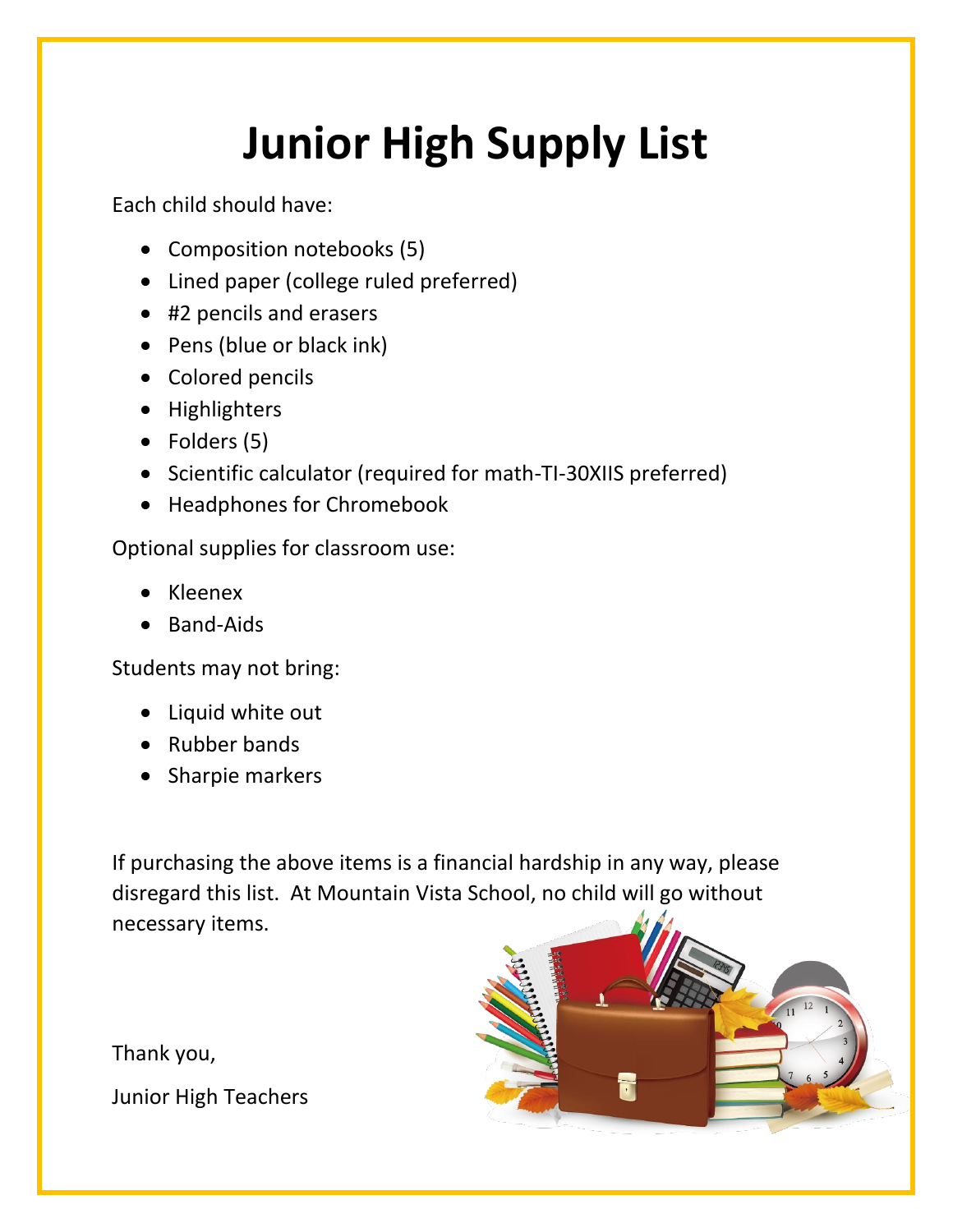# Junior High Supply List

Each child should have:

- Composition notebooks (5)
- Lined paper (college ruled preferred)
- #2 pencils and erasers
- Pens (blue or black ink)
- Colored pencils
- Highlighters
- Folders (5)
- Scientific calculator (required for math-TI-30XIIS preferred)
- Headphones for Chromebook

Optional supplies for classroom use:

- Kleenex
- Band-Aids

Students may not bring:

- Liquid white out
- Rubber bands
- Sharpie markers

If purchasing the above items is a financial hardship in any way, please disregard this list. At Mountain Vista School, no child will go without necessary items.

Thank you,

Junior High Teachers